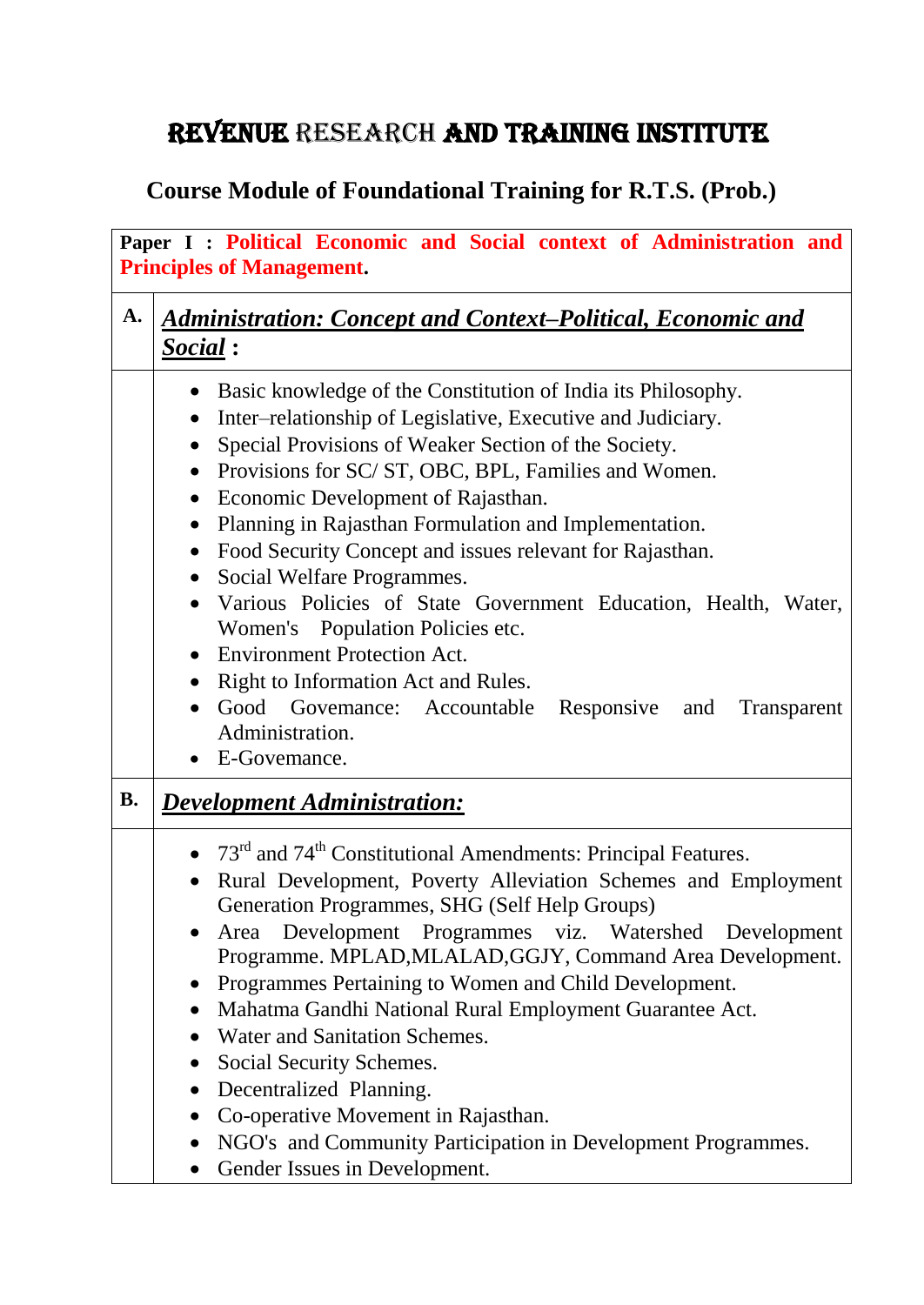# REVENUE RESEARCH AND TRAINING INSTITUTE

## Course Module of Foundational Training for R.T.S. (Prob.)

| **Paper I : Political Economic and Social context of Administration and Principles of Management.** | |
|---|---|
| **A.** | ***Administration: Concept and Context–Political, Economic and Social :*** |
| | • Basic knowledge of the Constitution of India its Philosophy.<br>• Inter–relationship of Legislative, Executive and Judiciary.<br>• Special Provisions of Weaker Section of the Society.<br>• Provisions for SC/ ST, OBC, BPL, Families and Women.<br>• Economic Development of Rajasthan.<br>• Planning in Rajasthan Formulation and Implementation.<br>• Food Security Concept and issues relevant for Rajasthan.<br>• Social Welfare Programmes.<br>• Various Policies of State Government Education, Health, Water, Women's Population Policies etc.<br>• Environment Protection Act.<br>• Right to Information Act and Rules.<br>• Good Govemance: Accountable Responsive and Transparent Administration.<br>• E-Govemance. |
| **B.** | ***Development Administration:*** |
| | • 73rd and 74th Constitutional Amendments: Principal Features.<br>• Rural Development, Poverty Alleviation Schemes and Employment Generation Programmes, SHG (Self Help Groups)<br>• Area Development Programmes viz. Watershed Development Programme. MPLAD,MLALAD,GGJY, Command Area Development.<br>• Programmes Pertaining to Women and Child Development.<br>• Mahatma Gandhi National Rural Employment Guarantee Act.<br>• Water and Sanitation Schemes.<br>• Social Security Schemes.<br>• Decentralized Planning.<br>• Co-operative Movement in Rajasthan.<br>• NGO's and Community Participation in Development Programmes.<br>• Gender Issues in Development. |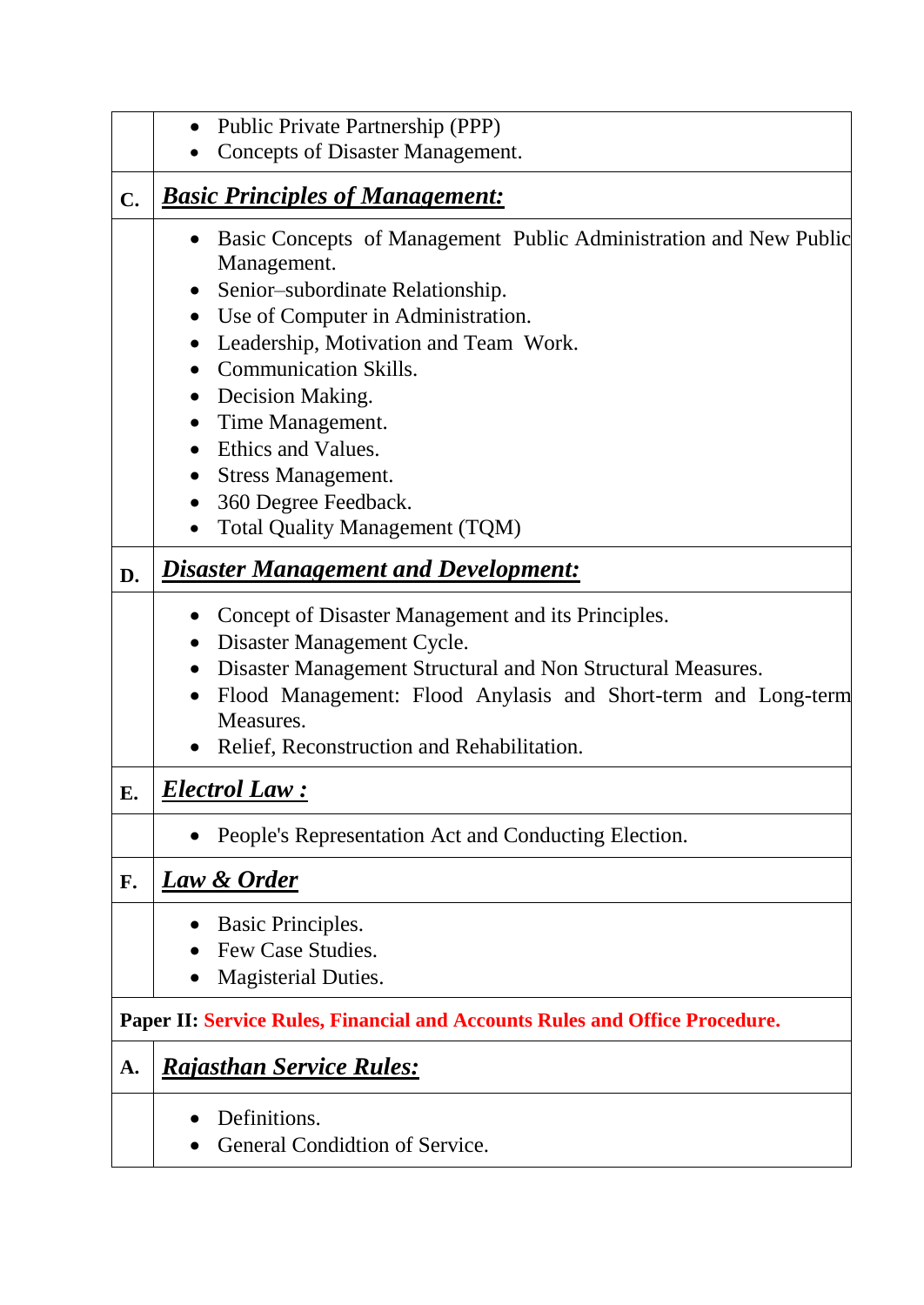|  |  |
|---|---|
|  | • Public Private Partnership (PPP)<br>• Concepts of Disaster Management. |
| **C.** | ***Basic Principles of Management:*** |
|  | • Basic Concepts of Management Public Administration and New Public Management.<br>• Senior–subordinate Relationship.<br>• Use of Computer in Administration.<br>• Leadership, Motivation and Team Work.<br>• Communication Skills.<br>• Decision Making.<br>• Time Management.<br>• Ethics and Values.<br>• Stress Management.<br>• 360 Degree Feedback.<br>• Total Quality Management (TQM) |
| **D.** | ***Disaster Management and Development:*** |
|  | • Concept of Disaster Management and its Principles.<br>• Disaster Management Cycle.<br>• Disaster Management Structural and Non Structural Measures.<br>• Flood Management: Flood Anylasis and Short-term and Long-term Measures.<br>• Relief, Reconstruction and Rehabilitation. |
| **E.** | ***Electrol Law :*** |
|  | • People's Representation Act and Conducting Election. |
| **F.** | ***Law & Order*** |
|  | • Basic Principles.<br>• Few Case Studies.<br>• Magisterial Duties. |
| **Paper II: Service Rules, Financial and Accounts Rules and Office Procedure.** |  |
| **A.** | ***Rajasthan Service Rules:*** |
|  | • Definitions.<br>• General Condidtion of Service. |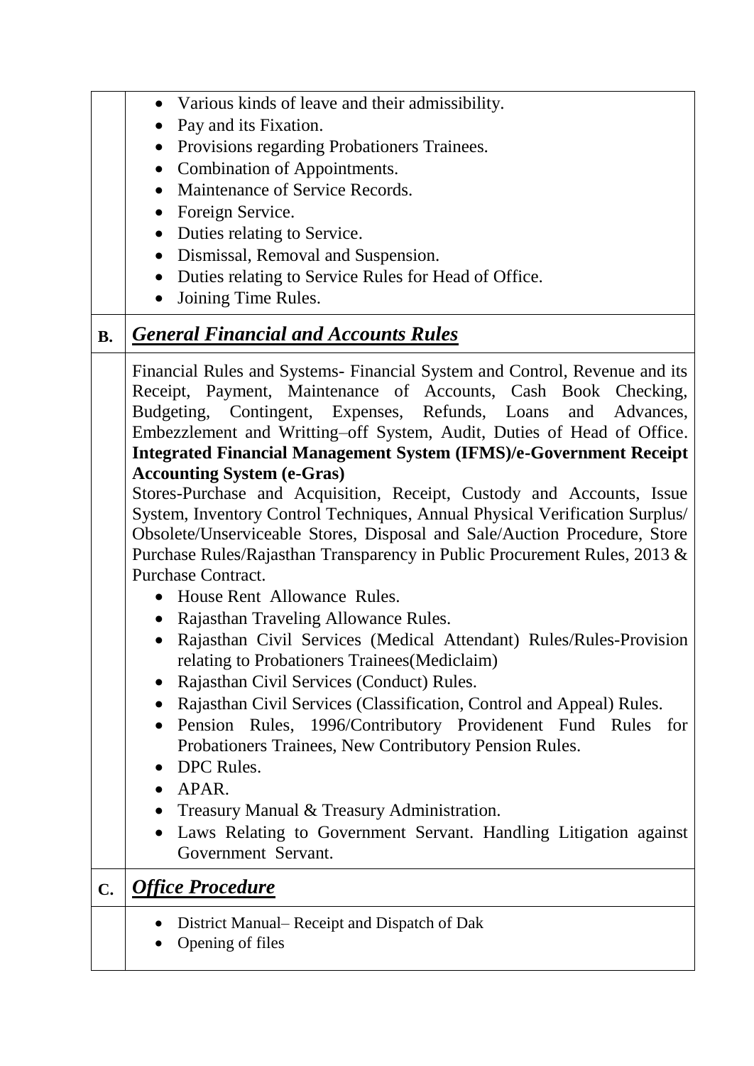| | |
|---|---|
| | • Various kinds of leave and their admissibility.<br>• Pay and its Fixation.<br>• Provisions regarding Probationers Trainees.<br>• Combination of Appointments.<br>• Maintenance of Service Records.<br>• Foreign Service.<br>• Duties relating to Service.<br>• Dismissal, Removal and Suspension.<br>• Duties relating to Service Rules for Head of Office.<br>• Joining Time Rules. |
| **B.** | ***<u>General Financial and Accounts Rules</u>*** |
| | Financial Rules and Systems- Financial System and Control, Revenue and its Receipt, Payment, Maintenance of Accounts, Cash Book Checking, Budgeting, Contingent, Expenses, Refunds, Loans and Advances, Embezzlement and Writting–off System, Audit, Duties of Head of Office.<br>**Integrated Financial Management System (IFMS)/e-Government Receipt Accounting System (e-Gras)**<br>Stores-Purchase and Acquisition, Receipt, Custody and Accounts, Issue System, Inventory Control Techniques, Annual Physical Verification Surplus/ Obsolete/Unserviceable Stores, Disposal and Sale/Auction Procedure, Store Purchase Rules/Rajasthan Transparency in Public Procurement Rules, 2013 & Purchase Contract.<br>• House Rent Allowance Rules.<br>• Rajasthan Traveling Allowance Rules.<br>• Rajasthan Civil Services (Medical Attendant) Rules/Rules-Provision relating to Probationers Trainees(Mediclaim)<br>• Rajasthan Civil Services (Conduct) Rules.<br>• Rajasthan Civil Services (Classification, Control and Appeal) Rules.<br>• Pension Rules, 1996/Contributory Providenent Fund Rules for Probationers Trainees, New Contributory Pension Rules.<br>• DPC Rules.<br>• APAR.<br>• Treasury Manual & Treasury Administration.<br>• Laws Relating to Government Servant. Handling Litigation against Government Servant. |
| **C.** | ***<u>Office Procedure</u>*** |
| | • District Manual– Receipt and Dispatch of Dak<br>• Opening of files |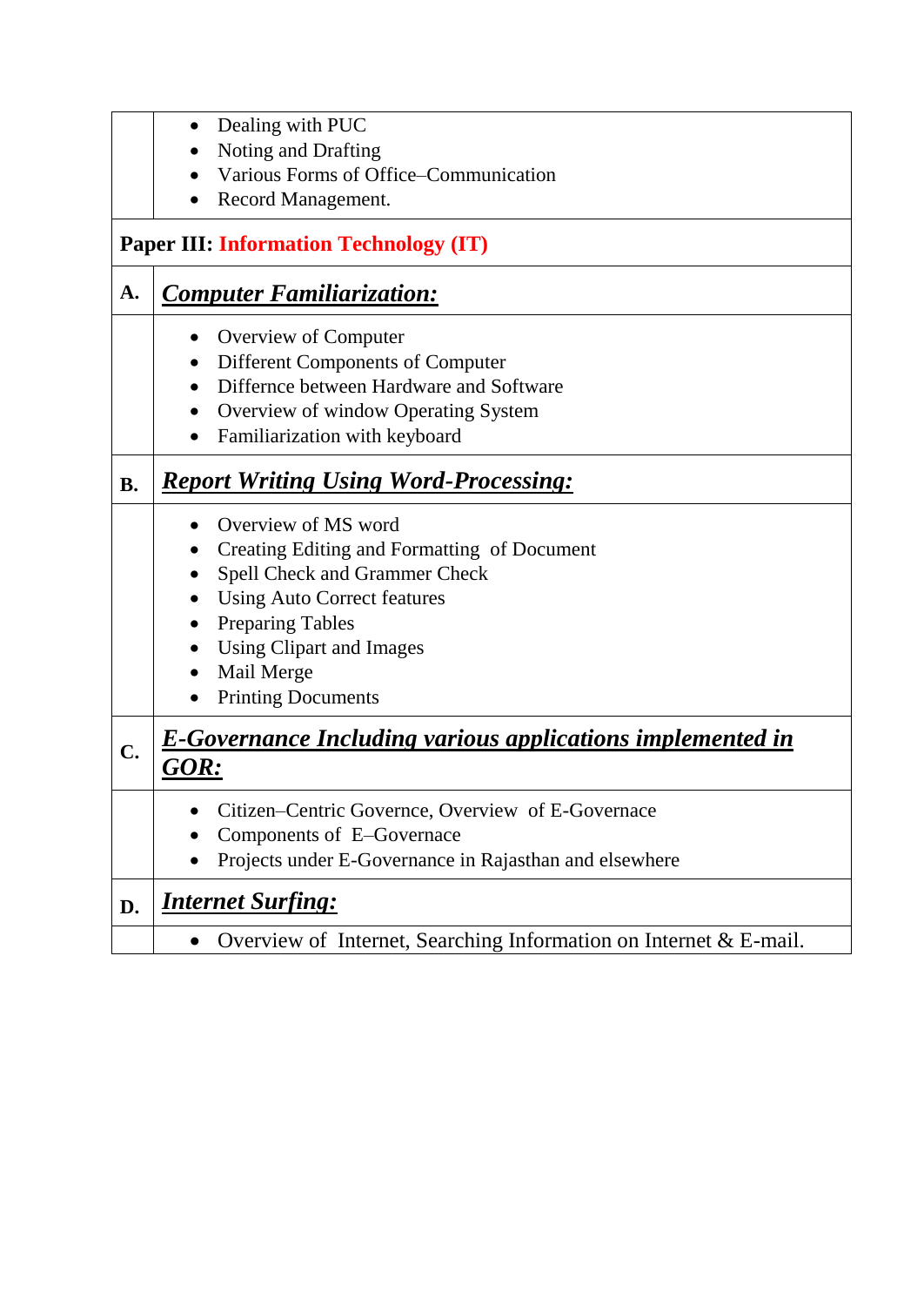| | |
|---|---|
| | • Dealing with PUC<br>• Noting and Drafting<br>• Various Forms of Office–Communication<br>• Record Management. |
| **Paper III: Information Technology (IT)** | |
| **A.** | ***Computer Familiarization:*** |
| | • Overview of Computer<br>• Different Components of Computer<br>• Differnce between Hardware and Software<br>• Overview of window Operating System<br>• Familiarization with keyboard |
| **B.** | ***Report Writing Using Word-Processing:*** |
| | • Overview of MS word<br>• Creating Editing and Formatting of Document<br>• Spell Check and Grammer Check<br>• Using Auto Correct features<br>• Preparing Tables<br>• Using Clipart and Images<br>• Mail Merge<br>• Printing Documents |
| **C.** | ***E-Governance Including various applications implemented in GOR:*** |
| | • Citizen–Centric Govervnce, Overview of E-Governace<br>• Components of E–Governace<br>• Projects under E-Governance in Rajasthan and elsewhere |
| **D.** | ***Internet Surfing:*** |
| | • Overview of Internet, Searching Information on Internet & E-mail. |